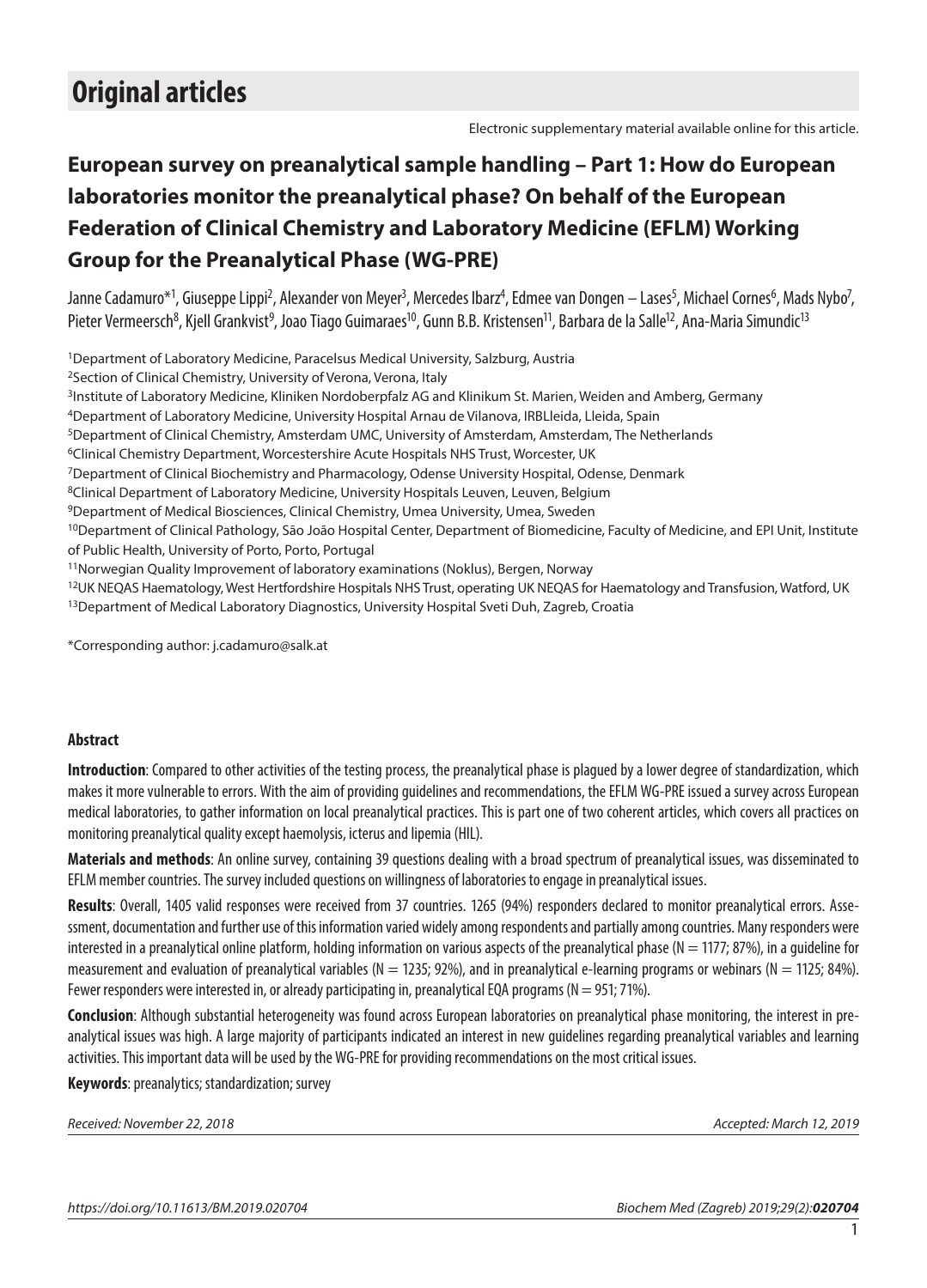# Original articles

Electronic supplementary material available online for this article.

## European survey on preanalytical sample handling – Part 1: How do European laboratories monitor the preanalytical phase? On behalf of the European Federation of Clinical Chemistry and Laboratory Medicine (EFLM) Working Group for the Preanalytical Phase (WG-PRE)

Janne Cadamuro*[1], Giuseppe Lippi[2], Alexander von Meyer[3], Mercedes Ibarz[4], Edmee van Dongen – Lases[5], Michael Cornes[6], Mads Nybo[7], Pieter Vermeersch[8], Kjell Grankvist[9], Joao Tiago Guimaraes[10], Gunn B.B. Kristensen[11], Barbara de la Salle[12], Ana-Maria Simundic[13]

[1]Department of Laboratory Medicine, Paracelsus Medical University, Salzburg, Austria
[2]Section of Clinical Chemistry, University of Verona, Verona, Italy
[3]Institute of Laboratory Medicine, Kliniken Nordoberpfalz AG and Klinikum St. Marien, Weiden and Amberg, Germany
[4]Department of Laboratory Medicine, University Hospital Arnau de Vilanova, IRBLleida, Lleida, Spain
[5]Department of Clinical Chemistry, Amsterdam UMC, University of Amsterdam, Amsterdam, The Netherlands
[6]Clinical Chemistry Department, Worcestershire Acute Hospitals NHS Trust, Worcester, UK
[7]Department of Clinical Biochemistry and Pharmacology, Odense University Hospital, Odense, Denmark
[8]Clinical Department of Laboratory Medicine, University Hospitals Leuven, Leuven, Belgium
[9]Department of Medical Biosciences, Clinical Chemistry, Umea University, Umea, Sweden
[10]Department of Clinical Pathology, São João Hospital Center, Department of Biomedicine, Faculty of Medicine, and EPI Unit, Institute of Public Health, University of Porto, Porto, Portugal
[11]Norwegian Quality Improvement of laboratory examinations (Noklus), Bergen, Norway
[12]UK NEQAS Haematology, West Hertfordshire Hospitals NHS Trust, operating UK NEQAS for Haematology and Transfusion, Watford, UK
[13]Department of Medical Laboratory Diagnostics, University Hospital Sveti Duh, Zagreb, Croatia

*Corresponding author: j.cadamuro@salk.at

### Abstract

**Introduction**: Compared to other activities of the testing process, the preanalytical phase is plagued by a lower degree of standardization, which makes it more vulnerable to errors. With the aim of providing guidelines and recommendations, the EFLM WG-PRE issued a survey across European medical laboratories, to gather information on local preanalytical practices. This is part one of two coherent articles, which covers all practices on monitoring preanalytical quality except haemolysis, icterus and lipemia (HIL).

**Materials and methods**: An online survey, containing 39 questions dealing with a broad spectrum of preanalytical issues, was disseminated to EFLM member countries. The survey included questions on willingness of laboratories to engage in preanalytical issues.

**Results**: Overall, 1405 valid responses were received from 37 countries. 1265 (94%) responders declared to monitor preanalytical errors. Assessment, documentation and further use of this information varied widely among respondents and partially among countries. Many responders were interested in a preanalytical online platform, holding information on various aspects of the preanalytical phase (N = 1177; 87%), in a guideline for measurement and evaluation of preanalytical variables (N = 1235; 92%), and in preanalytical e-learning programs or webinars (N = 1125; 84%). Fewer responders were interested in, or already participating in, preanalytical EQA programs (N = 951; 71%).

**Conclusion**: Although substantial heterogeneity was found across European laboratories on preanalytical phase monitoring, the interest in preanalytical issues was high. A large majority of participants indicated an interest in new guidelines regarding preanalytical variables and learning activities. This important data will be used by the WG-PRE for providing recommendations on the most critical issues.

**Keywords**: preanalytics; standardization; survey

*Received: November 22, 2018* *Accepted: March 12, 2019*

*https://doi.org/10.11613/BM.2019.020704*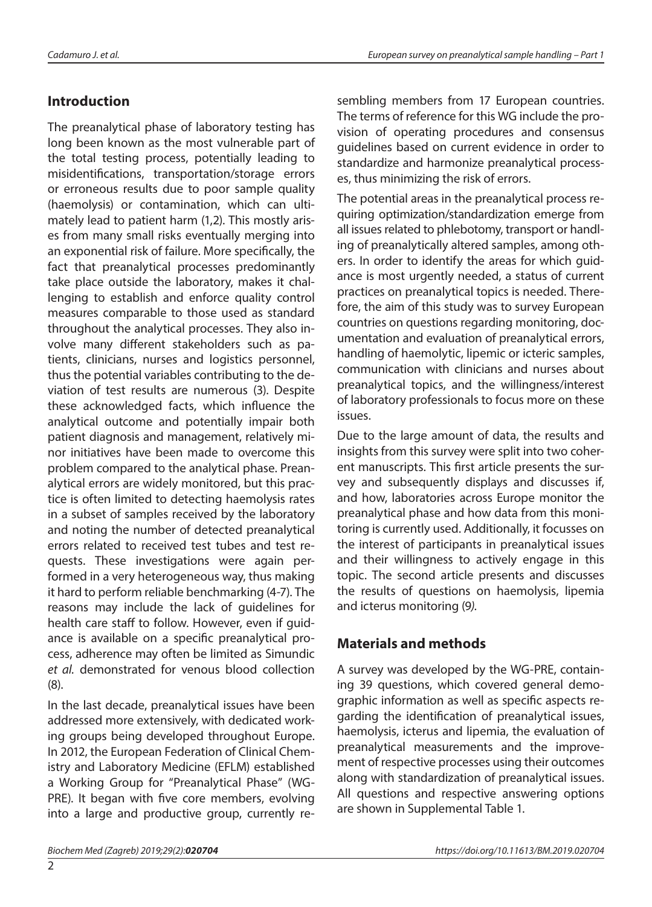## Introduction

The preanalytical phase of laboratory testing has long been known as the most vulnerable part of the total testing process, potentially leading to misidentifications, transportation/storage errors or erroneous results due to poor sample quality (haemolysis) or contamination, which can ultimately lead to patient harm (1,2). This mostly arises from many small risks eventually merging into an exponential risk of failure. More specifically, the fact that preanalytical processes predominantly take place outside the laboratory, makes it challenging to establish and enforce quality control measures comparable to those used as standard throughout the analytical processes. They also involve many different stakeholders such as patients, clinicians, nurses and logistics personnel, thus the potential variables contributing to the deviation of test results are numerous (3). Despite these acknowledged facts, which influence the analytical outcome and potentially impair both patient diagnosis and management, relatively minor initiatives have been made to overcome this problem compared to the analytical phase. Preanalytical errors are widely monitored, but this practice is often limited to detecting haemolysis rates in a subset of samples received by the laboratory and noting the number of detected preanalytical errors related to received test tubes and test requests. These investigations were again performed in a very heterogeneous way, thus making it hard to perform reliable benchmarking (4-7). The reasons may include the lack of guidelines for health care staff to follow. However, even if guidance is available on a specific preanalytical process, adherence may often be limited as Simundic *et al.* demonstrated for venous blood collection (8).

In the last decade, preanalytical issues have been addressed more extensively, with dedicated working groups being developed throughout Europe. In 2012, the European Federation of Clinical Chemistry and Laboratory Medicine (EFLM) established a Working Group for "Preanalytical Phase" (WG-PRE). It began with five core members, evolving into a large and productive group, currently assembling members from 17 European countries. The terms of reference for this WG include the provision of operating procedures and consensus guidelines based on current evidence in order to standardize and harmonize preanalytical processes, thus minimizing the risk of errors.

The potential areas in the preanalytical process requiring optimization/standardization emerge from all issues related to phlebotomy, transport or handling of preanalytically altered samples, among others. In order to identify the areas for which guidance is most urgently needed, a status of current practices on preanalytical topics is needed. Therefore, the aim of this study was to survey European countries on questions regarding monitoring, documentation and evaluation of preanalytical errors, handling of haemolytic, lipemic or icteric samples, communication with clinicians and nurses about preanalytical topics, and the willingness/interest of laboratory professionals to focus more on these issues.

Due to the large amount of data, the results and insights from this survey were split into two coherent manuscripts. This first article presents the survey and subsequently displays and discusses if, and how, laboratories across Europe monitor the preanalytical phase and how data from this monitoring is currently used. Additionally, it focusses on the interest of participants in preanalytical issues and their willingness to actively engage in this topic. The second article presents and discusses the results of questions on haemolysis, lipemia and icterus monitoring (9*).*

## Materials and methods

A survey was developed by the WG-PRE, containing 39 questions, which covered general demographic information as well as specific aspects regarding the identification of preanalytical issues, haemolysis, icterus and lipemia, the evaluation of preanalytical measurements and the improvement of respective processes using their outcomes along with standardization of preanalytical issues. All questions and respective answering options are shown in Supplemental Table 1.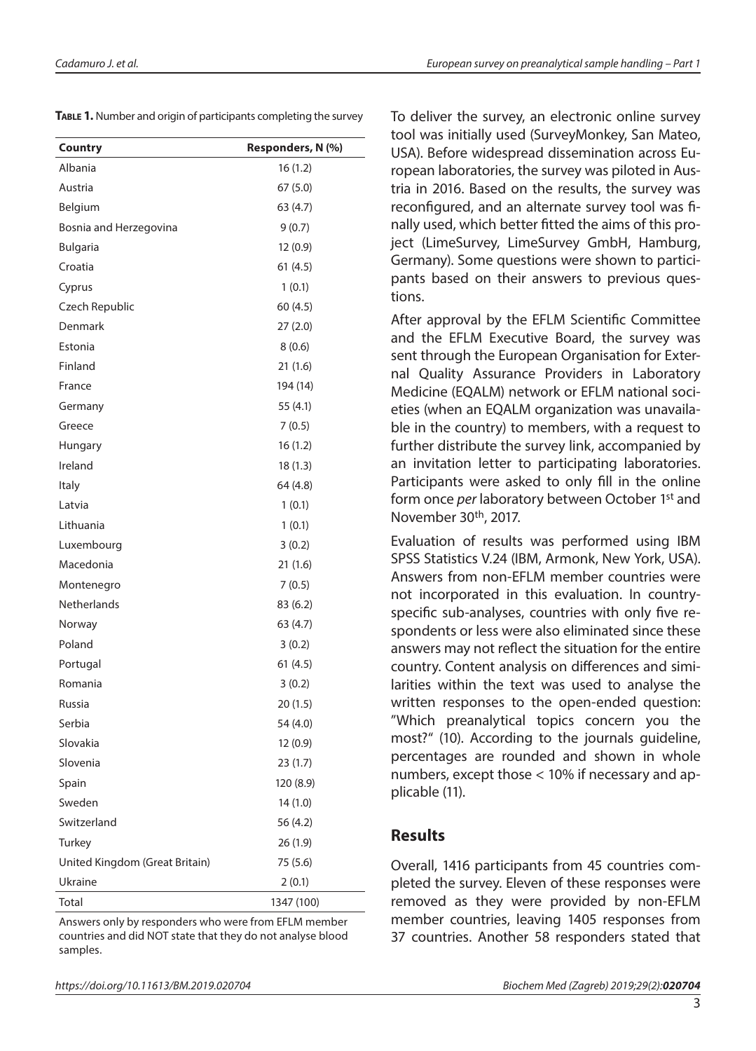**Table 1.** Number and origin of participants completing the survey

| Country | Responders, N (%) |
|---|---|
| Albania | 16 (1.2) |
| Austria | 67 (5.0) |
| Belgium | 63 (4.7) |
| Bosnia and Herzegovina | 9 (0.7) |
| Bulgaria | 12 (0.9) |
| Croatia | 61 (4.5) |
| Cyprus | 1 (0.1) |
| Czech Republic | 60 (4.5) |
| Denmark | 27 (2.0) |
| Estonia | 8 (0.6) |
| Finland | 21 (1.6) |
| France | 194 (14) |
| Germany | 55 (4.1) |
| Greece | 7 (0.5) |
| Hungary | 16 (1.2) |
| Ireland | 18 (1.3) |
| Italy | 64 (4.8) |
| Latvia | 1 (0.1) |
| Lithuania | 1 (0.1) |
| Luxembourg | 3 (0.2) |
| Macedonia | 21 (1.6) |
| Montenegro | 7 (0.5) |
| Netherlands | 83 (6.2) |
| Norway | 63 (4.7) |
| Poland | 3 (0.2) |
| Portugal | 61 (4.5) |
| Romania | 3 (0.2) |
| Russia | 20 (1.5) |
| Serbia | 54 (4.0) |
| Slovakia | 12 (0.9) |
| Slovenia | 23 (1.7) |
| Spain | 120 (8.9) |
| Sweden | 14 (1.0) |
| Switzerland | 56 (4.2) |
| Turkey | 26 (1.9) |
| United Kingdom (Great Britain) | 75 (5.6) |
| Ukraine | 2 (0.1) |
| Total | 1347 (100) |

Answers only by responders who were from EFLM member countries and did NOT state that they do not analyse blood samples.

To deliver the survey, an electronic online survey tool was initially used (SurveyMonkey, San Mateo, USA). Before widespread dissemination across European laboratories, the survey was piloted in Austria in 2016. Based on the results, the survey was reconfigured, and an alternate survey tool was finally used, which better fitted the aims of this project (LimeSurvey, LimeSurvey GmbH, Hamburg, Germany). Some questions were shown to participants based on their answers to previous questions.

After approval by the EFLM Scientific Committee and the EFLM Executive Board, the survey was sent through the European Organisation for External Quality Assurance Providers in Laboratory Medicine (EQALM) network or EFLM national societies (when an EQALM organization was unavailable in the country) to members, with a request to further distribute the survey link, accompanied by an invitation letter to participating laboratories. Participants were asked to only fill in the online form once *per* laboratory between October 1st and November 30th, 2017.

Evaluation of results was performed using IBM SPSS Statistics V.24 (IBM, Armonk, New York, USA). Answers from non-EFLM member countries were not incorporated in this evaluation. In country-specific sub-analyses, countries with only five respondents or less were also eliminated since these answers may not reflect the situation for the entire country. Content analysis on differences and similarities within the text was used to analyse the written responses to the open-ended question: "Which preanalytical topics concern you the most?" (10). According to the journals guideline, percentages are rounded and shown in whole numbers, except those < 10% if necessary and applicable (11).

## Results

Overall, 1416 participants from 45 countries completed the survey. Eleven of these responses were removed as they were provided by non-EFLM member countries, leaving 1405 responses from 37 countries. Another 58 responders stated that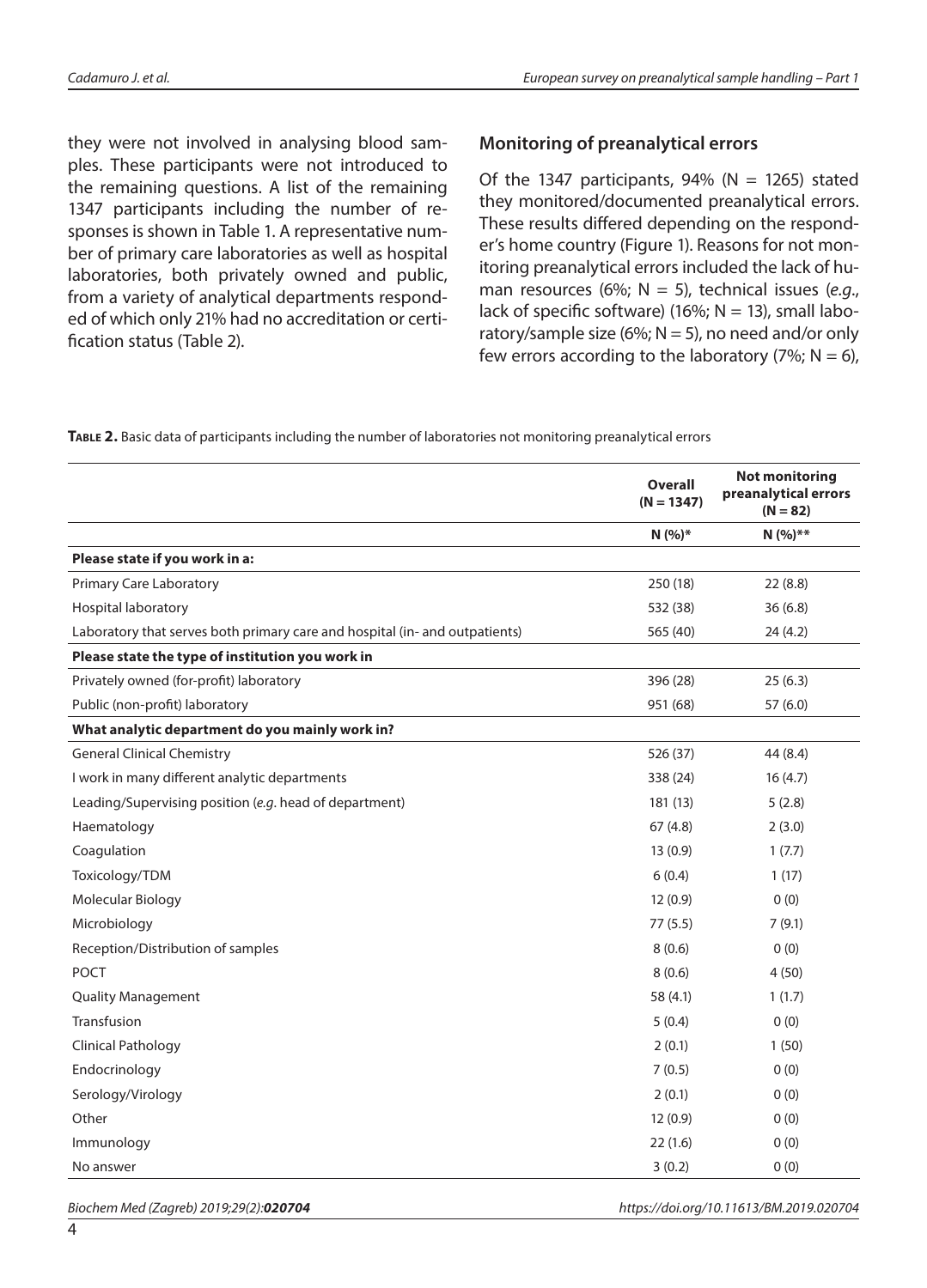they were not involved in analysing blood samples. These participants were not introduced to the remaining questions. A list of the remaining 1347 participants including the number of responses is shown in Table 1. A representative number of primary care laboratories as well as hospital laboratories, both privately owned and public, from a variety of analytical departments responded of which only 21% had no accreditation or certification status (Table 2).

## Monitoring of preanalytical errors

Of the 1347 participants, 94% (N = 1265) stated they monitored/documented preanalytical errors. These results differed depending on the respondent's home country (Figure 1). Reasons for not monitoring preanalytical errors included the lack of human resources (6%; N = 5), technical issues (*e.g.*, lack of specific software) (16%; N = 13), small laboratory/sample size (6%; N = 5), no need and/or only few errors according to the laboratory (7%; N = 6),

**Table 2.** Basic data of participants including the number of laboratories not monitoring preanalytical errors

| | Overall (N = 1347) | Not monitoring preanalytical errors (N = 82) |
|---|---|---|
| | N (%)* | N (%)** |
| **Please state if you work in a:** | | |
| Primary Care Laboratory | 250 (18) | 22 (8.8) |
| Hospital laboratory | 532 (38) | 36 (6.8) |
| Laboratory that serves both primary care and hospital (in- and outpatients) | 565 (40) | 24 (4.2) |
| **Please state the type of institution you work in** | | |
| Privately owned (for-profit) laboratory | 396 (28) | 25 (6.3) |
| Public (non-profit) laboratory | 951 (68) | 57 (6.0) |
| **What analytic department do you mainly work in?** | | |
| General Clinical Chemistry | 526 (37) | 44 (8.4) |
| I work in many different analytic departments | 338 (24) | 16 (4.7) |
| Leading/Supervising position (*e.g.* head of department) | 181 (13) | 5 (2.8) |
| Haematology | 67 (4.8) | 2 (3.0) |
| Coagulation | 13 (0.9) | 1 (7.7) |
| Toxicology/TDM | 6 (0.4) | 1 (17) |
| Molecular Biology | 12 (0.9) | 0 (0) |
| Microbiology | 77 (5.5) | 7 (9.1) |
| Reception/Distribution of samples | 8 (0.6) | 0 (0) |
| POCT | 8 (0.6) | 4 (50) |
| Quality Management | 58 (4.1) | 1 (1.7) |
| Transfusion | 5 (0.4) | 0 (0) |
| Clinical Pathology | 2 (0.1) | 1 (50) |
| Endocrinology | 7 (0.5) | 0 (0) |
| Serology/Virology | 2 (0.1) | 0 (0) |
| Other | 12 (0.9) | 0 (0) |
| Immunology | 22 (1.6) | 0 (0) |
| No answer | 3 (0.2) | 0 (0) |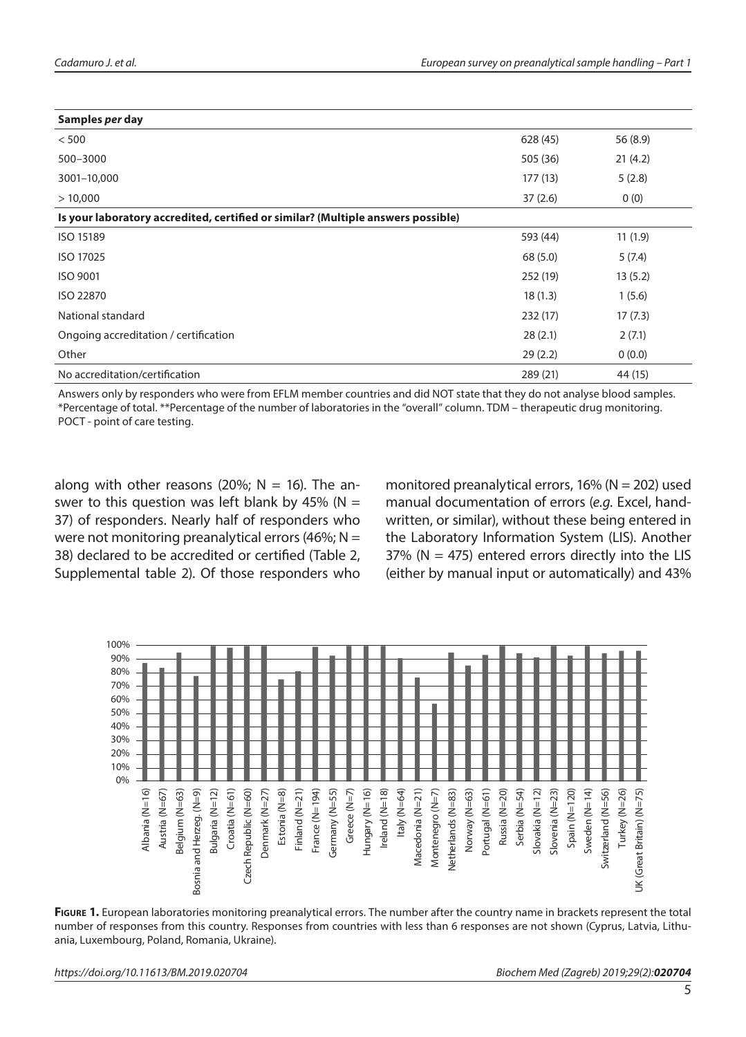| Samples *per* day | | |
|---|---|---|
| < 500 | 628 (45) | 56 (8.9) |
| 500–3000 | 505 (36) | 21 (4.2) |
| 3001–10,000 | 177 (13) | 5 (2.8) |
| > 10,000 | 37 (2.6) | 0 (0) |
| **Is your laboratory accredited, certified or similar? (Multiple answers possible)** | | |
| ISO 15189 | 593 (44) | 11 (1.9) |
| ISO 17025 | 68 (5.0) | 5 (7.4) |
| ISO 9001 | 252 (19) | 13 (5.2) |
| ISO 22870 | 18 (1.3) | 1 (5.6) |
| National standard | 232 (17) | 17 (7.3) |
| Ongoing accreditation / certification | 28 (2.1) | 2 (7.1) |
| Other | 29 (2.2) | 0 (0.0) |
| No accreditation/certification | 289 (21) | 44 (15) |

Answers only by responders who were from EFLM member countries and did NOT state that they do not analyse blood samples. *Percentage of total. **Percentage of the number of laboratories in the "overall" column. TDM – therapeutic drug monitoring. POCT - point of care testing.

along with other reasons (20%; N = 16). The answer to this question was left blank by 45% (N = 37) of responders. Nearly half of responders who were not monitoring preanalytical errors (46%; N = 38) declared to be accredited or certified (Table 2, Supplemental table 2). Of those responders who monitored preanalytical errors, 16% (N = 202) used manual documentation of errors (*e.g.* Excel, handwritten, or similar), without these being entered in the Laboratory Information System (LIS). Another 37% (N = 475) entered errors directly into the LIS (either by manual input or automatically) and 43%

**Figure 1.** European laboratories monitoring preanalytical errors. The number after the country name in brackets represent the total number of responses from this country. Responses from countries with less than 6 responses are not shown (Cyprus, Latvia, Lithuania, Luxembourg, Poland, Romania, Ukraine).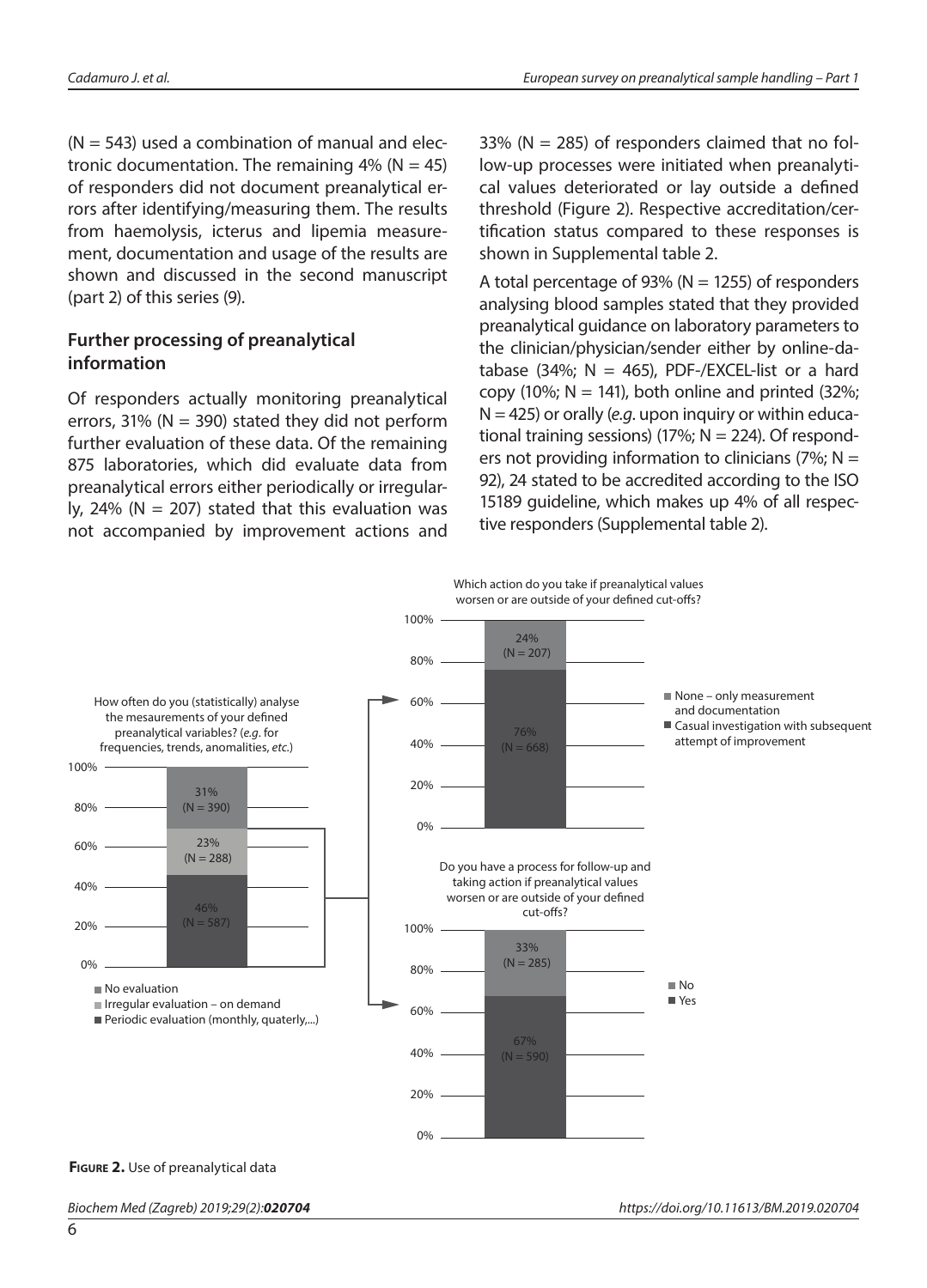(N = 543) used a combination of manual and electronic documentation. The remaining 4% (N = 45) of responders did not document preanalytical errors after identifying/measuring them. The results from haemolysis, icterus and lipemia measurement, documentation and usage of the results are shown and discussed in the second manuscript (part 2) of this series (9).

### Further processing of preanalytical information

Of responders actually monitoring preanalytical errors, 31% (N = 390) stated they did not perform further evaluation of these data. Of the remaining 875 laboratories, which did evaluate data from preanalytical errors either periodically or irregularly, 24% (N = 207) stated that this evaluation was not accompanied by improvement actions and 33% (N = 285) of responders claimed that no follow-up processes were initiated when preanalytical values deteriorated or lay outside a defined threshold (Figure 2). Respective accreditation/certification status compared to these responses is shown in Supplemental table 2.

A total percentage of 93% (N = 1255) of responders analysing blood samples stated that they provided preanalytical guidance on laboratory parameters to the clinician/physician/sender either by online-database (34%; N = 465), PDF-/EXCEL-list or a hard copy (10%; N = 141), both online and printed (32%; N = 425) or orally (*e.g.* upon inquiry or within educational training sessions) (17%; N = 224). Of responders not providing information to clinicians (7%; N = 92), 24 stated to be accredited according to the ISO 15189 guideline, which makes up 4% of all respective responders (Supplemental table 2).

**Figure 2.** Use of preanalytical data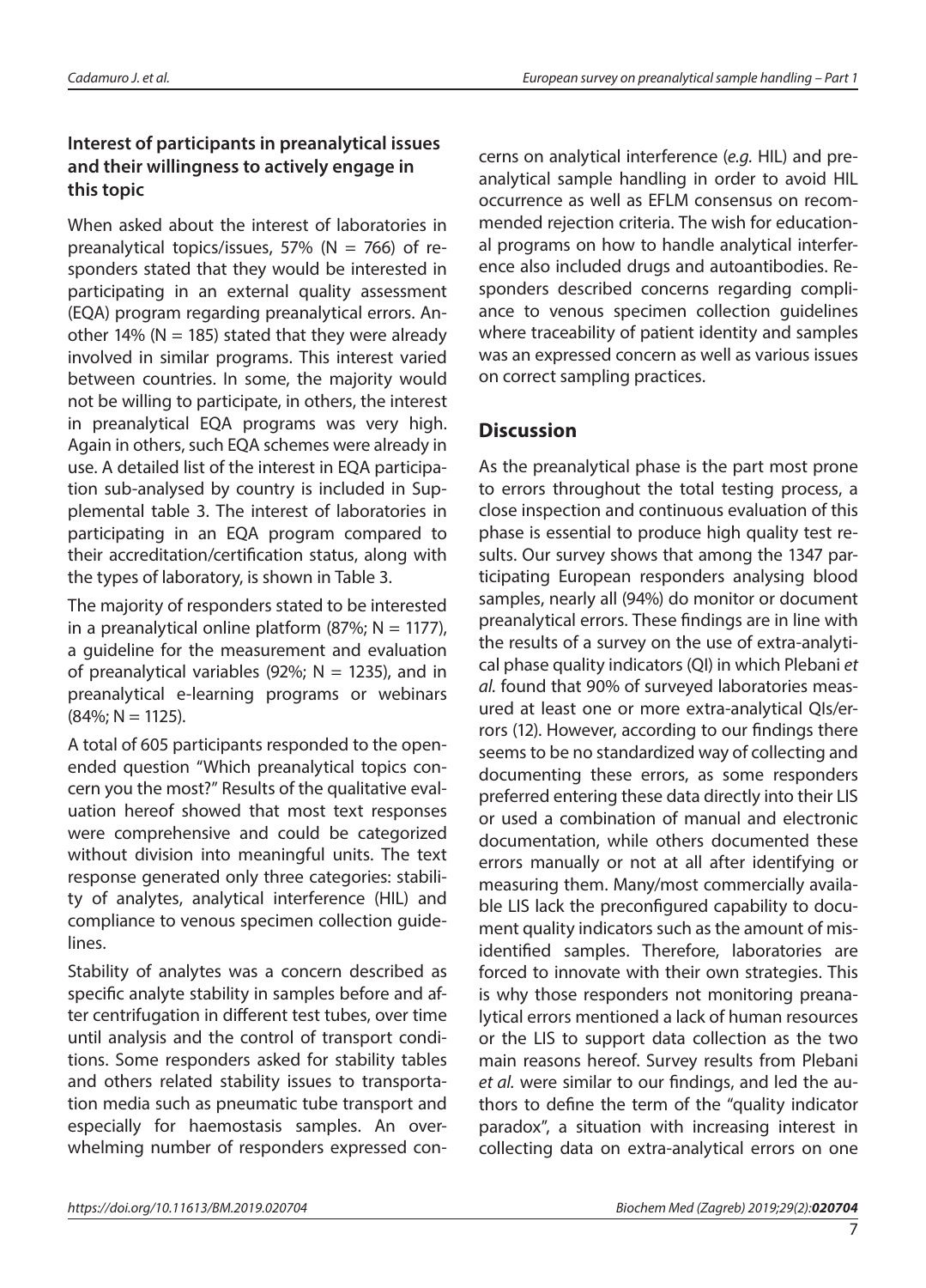### Interest of participants in preanalytical issues and their willingness to actively engage in this topic

When asked about the interest of laboratories in preanalytical topics/issues, 57% (N = 766) of responders stated that they would be interested in participating in an external quality assessment (EQA) program regarding preanalytical errors. Another 14% (N = 185) stated that they were already involved in similar programs. This interest varied between countries. In some, the majority would not be willing to participate, in others, the interest in preanalytical EQA programs was very high. Again in others, such EQA schemes were already in use. A detailed list of the interest in EQA participation sub-analysed by country is included in Supplemental table 3. The interest of laboratories in participating in an EQA program compared to their accreditation/certification status, along with the types of laboratory, is shown in Table 3.

The majority of responders stated to be interested in a preanalytical online platform (87%; N = 1177), a guideline for the measurement and evaluation of preanalytical variables (92%; N = 1235), and in preanalytical e-learning programs or webinars (84%; N = 1125).

A total of 605 participants responded to the open-ended question "Which preanalytical topics concern you the most?" Results of the qualitative evaluation hereof showed that most text responses were comprehensive and could be categorized without division into meaningful units. The text response generated only three categories: stability of analytes, analytical interference (HIL) and compliance to venous specimen collection guidelines.

Stability of analytes was a concern described as specific analyte stability in samples before and after centrifugation in different test tubes, over time until analysis and the control of transport conditions. Some responders asked for stability tables and others related stability issues to transportation media such as pneumatic tube transport and especially for haemostasis samples. An overwhelming number of responders expressed concerns on analytical interference (*e.g.* HIL) and preanalytical sample handling in order to avoid HIL occurrence as well as EFLM consensus on recommended rejection criteria. The wish for educational programs on how to handle analytical interference also included drugs and autoantibodies. Responders described concerns regarding compliance to venous specimen collection guidelines where traceability of patient identity and samples was an expressed concern as well as various issues on correct sampling practices.

## Discussion

As the preanalytical phase is the part most prone to errors throughout the total testing process, a close inspection and continuous evaluation of this phase is essential to produce high quality test results. Our survey shows that among the 1347 participating European responders analysing blood samples, nearly all (94%) do monitor or document preanalytical errors. These findings are in line with the results of a survey on the use of extra-analytical phase quality indicators (QI) in which Plebani *et al.* found that 90% of surveyed laboratories measured at least one or more extra-analytical QIs/errors (12). However, according to our findings there seems to be no standardized way of collecting and documenting these errors, as some responders preferred entering these data directly into their LIS or used a combination of manual and electronic documentation, while others documented these errors manually or not at all after identifying or measuring them. Many/most commercially available LIS lack the preconfigured capability to document quality indicators such as the amount of misidentified samples. Therefore, laboratories are forced to innovate with their own strategies. This is why those responders not monitoring preanalytical errors mentioned a lack of human resources or the LIS to support data collection as the two main reasons hereof. Survey results from Plebani *et al.* were similar to our findings, and led the authors to define the term of the "quality indicator paradox", a situation with increasing interest in collecting data on extra-analytical errors on one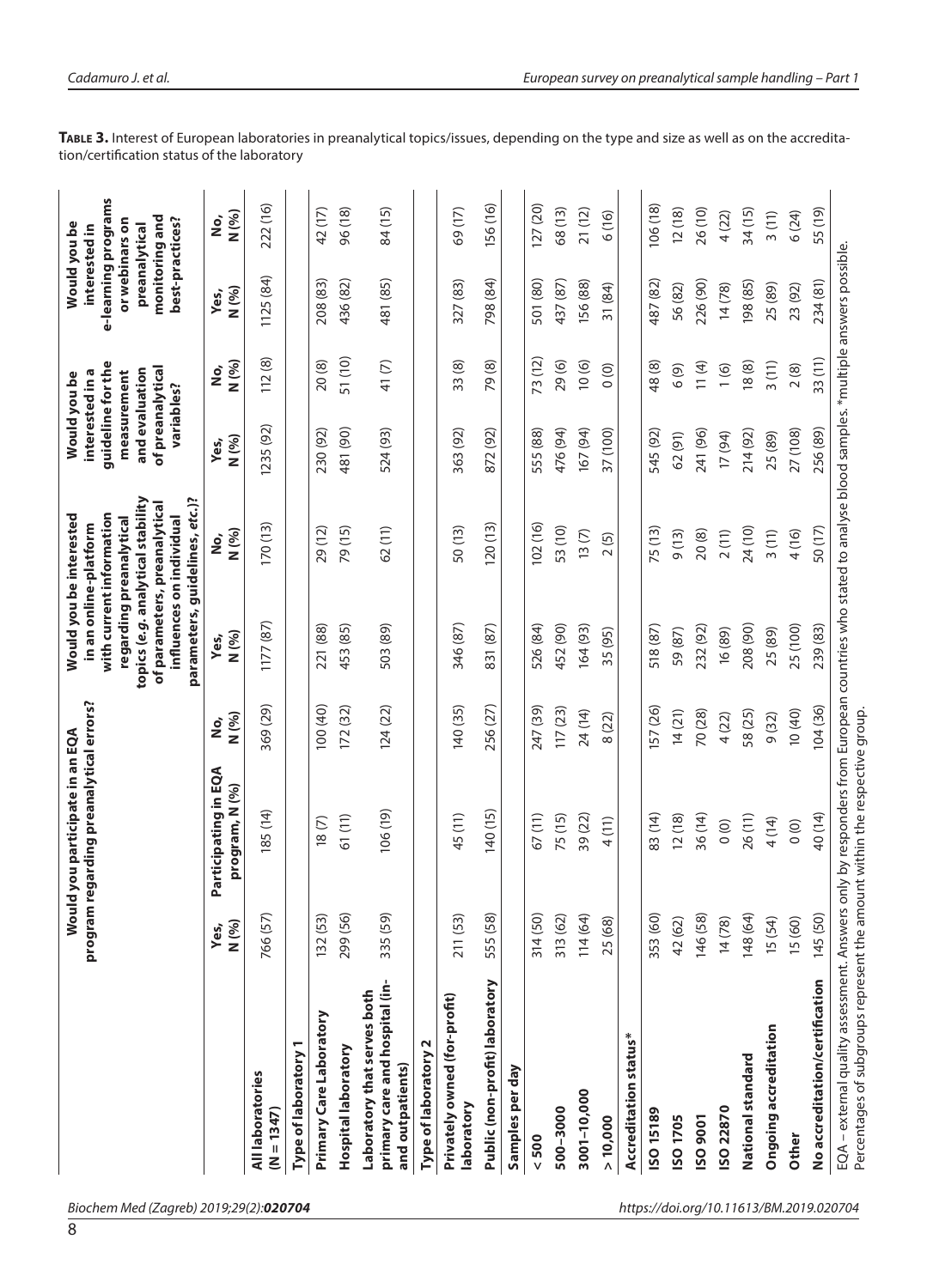**Table 3.** Interest of European laboratories in preanalytical topics/issues, depending on the type and size as well as on the accreditation/certification status of the laboratory

| | Would you participate in an EQA program regarding preanalytical errors? | | | Would you be interested in an online-platform with current information regarding preanalytical topics (e.g. analytical stability of parameters, preanalytical influences on individual parameters, guidelines, etc.)? | | Would you be interested in a guideline for the measurement and evaluation of preanalytical variables? | | Would you be interested in e-learning programs or webinars on preanalytical monitoring and best-practices? | |
|---|---|---|---|---|---|---|---|---|---|
| | Yes, N (%) | Participating in EQA program, N (%) | No, N (%) | Yes, N (%) | No, N (%) | Yes, N (%) | No, N (%) | Yes, N (%) | No, N (%) |
| **All laboratories (N = 1347)** | 766 (57) | 185 (14) | 369 (29) | 1177 (87) | 170 (13) | 1235 (92) | 112 (8) | 1125 (84) | 222 (16) |
| **Type of laboratory 1** | | | | | | | | | |
| Primary Care Laboratory | 132 (53) | 18 (7) | 100 (40) | 221 (88) | 29 (12) | 230 (92) | 20 (8) | 208 (83) | 42 (17) |
| Hospital laboratory | 299 (56) | 61 (11) | 172 (32) | 453 (85) | 79 (15) | 481 (90) | 51 (10) | 436 (82) | 96 (18) |
| Laboratory that serves both primary care and hospital (in- and outpatients) | 335 (59) | 106 (19) | 124 (22) | 503 (89) | 62 (11) | 524 (93) | 41 (7) | 481 (85) | 84 (15) |
| **Type of laboratory 2** | | | | | | | | | |
| Privately owned (for-profit) laboratory | 211 (53) | 45 (11) | 140 (35) | 346 (87) | 50 (13) | 363 (92) | 33 (8) | 327 (83) | 69 (17) |
| Public (non-profit) laboratory | 555 (58) | 140 (15) | 256 (27) | 831 (87) | 120 (13) | 872 (92) | 79 (8) | 798 (84) | 156 (16) |
| **Samples per day** | | | | | | | | | |
| < 500 | 314 (50) | 67 (11) | 247 (39) | 526 (84) | 102 (16) | 555 (88) | 73 (12) | 501 (80) | 127 (20) |
| 500–3000 | 313 (62) | 75 (15) | 117 (23) | 452 (90) | 53 (10) | 476 (94) | 29 (6) | 437 (87) | 68 (13) |
| 3001–10,000 | 114 (64) | 39 (22) | 24 (14) | 164 (93) | 13 (7) | 167 (94) | 10 (6) | 156 (88) | 21 (12) |
| > 10,000 | 25 (68) | 4 (11) | 8 (22) | 35 (95) | 2 (5) | 37 (100) | 0 (0) | 31 (84) | 6 (16) |
| **Accreditation status*** | | | | | | | | | |
| ISO 15189 | 353 (60) | 83 (14) | 157 (26) | 518 (87) | 75 (13) | 545 (92) | 48 (8) | 487 (82) | 106 (18) |
| ISO 1705 | 42 (62) | 12 (18) | 14 (21) | 59 (87) | 9 (13) | 62 (91) | 6 (9) | 56 (82) | 12 (18) |
| ISO 9001 | 146 (58) | 36 (14) | 70 (28) | 232 (92) | 20 (8) | 241 (96) | 11 (4) | 226 (90) | 26 (10) |
| ISO 22870 | 14 (78) | 0 (0) | 4 (22) | 16 (89) | 2 (11) | 17 (94) | 1 (6) | 14 (78) | 4 (22) |
| National standard | 148 (64) | 26 (11) | 58 (25) | 208 (90) | 24 (10) | 214 (92) | 18 (8) | 198 (85) | 34 (15) |
| Ongoing accreditation | 15 (54) | 4 (14) | 9 (32) | 25 (89) | 3 (11) | 25 (89) | 3 (11) | 25 (89) | 3 (11) |
| Other | 15 (60) | 0 (0) | 10 (40) | 25 (100) | 4 (16) | 27 (108) | 2 (8) | 23 (92) | 6 (24) |
| No accreditation/certification | 145 (50) | 40 (14) | 104 (36) | 239 (83) | 50 (17) | 256 (89) | 33 (11) | 234 (81) | 55 (19) |

EQA – external quality assessment. Answers only by responders from European countries who stated to analyse blood samples. *multiple answers possible. Percentages of subgroups represent the amount within the respective group.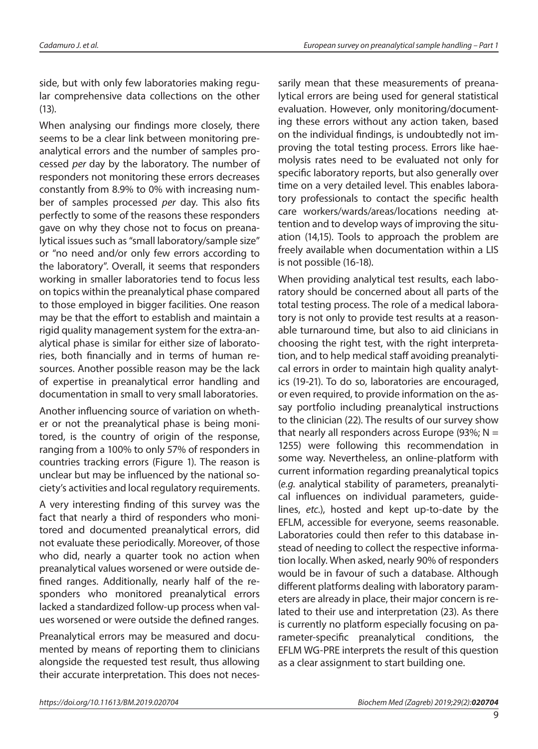side, but with only few laboratories making regular comprehensive data collections on the other (13).

When analysing our findings more closely, there seems to be a clear link between monitoring preanalytical errors and the number of samples processed *per* day by the laboratory. The number of responders not monitoring these errors decreases constantly from 8.9% to 0% with increasing number of samples processed *per* day. This also fits perfectly to some of the reasons these responders gave on why they chose not to focus on preanalytical issues such as "small laboratory/sample size" or "no need and/or only few errors according to the laboratory". Overall, it seems that responders working in smaller laboratories tend to focus less on topics within the preanalytical phase compared to those employed in bigger facilities. One reason may be that the effort to establish and maintain a rigid quality management system for the extra-analytical phase is similar for either size of laboratories, both financially and in terms of human resources. Another possible reason may be the lack of expertise in preanalytical error handling and documentation in small to very small laboratories.

Another influencing source of variation on whether or not the preanalytical phase is being monitored, is the country of origin of the response, ranging from a 100% to only 57% of responders in countries tracking errors (Figure 1). The reason is unclear but may be influenced by the national society's activities and local regulatory requirements.

A very interesting finding of this survey was the fact that nearly a third of responders who monitored and documented preanalytical errors, did not evaluate these periodically. Moreover, of those who did, nearly a quarter took no action when preanalytical values worsened or were outside defined ranges. Additionally, nearly half of the responders who monitored preanalytical errors lacked a standardized follow-up process when values worsened or were outside the defined ranges.

Preanalytical errors may be measured and documented by means of reporting them to clinicians alongside the requested test result, thus allowing their accurate interpretation. This does not necessarily mean that these measurements of preanalytical errors are being used for general statistical evaluation. However, only monitoring/documenting these errors without any action taken, based on the individual findings, is undoubtedly not improving the total testing process. Errors like haemolysis rates need to be evaluated not only for specific laboratory reports, but also generally over time on a very detailed level. This enables laboratory professionals to contact the specific health care workers/wards/areas/locations needing attention and to develop ways of improving the situation (14,15). Tools to approach the problem are freely available when documentation within a LIS is not possible (16-18).

When providing analytical test results, each laboratory should be concerned about all parts of the total testing process. The role of a medical laboratory is not only to provide test results at a reasonable turnaround time, but also to aid clinicians in choosing the right test, with the right interpretation, and to help medical staff avoiding preanalytical errors in order to maintain high quality analytics (19-21). To do so, laboratories are encouraged, or even required, to provide information on the assay portfolio including preanalytical instructions to the clinician (22). The results of our survey show that nearly all responders across Europe (93%; N = 1255) were following this recommendation in some way. Nevertheless, an online-platform with current information regarding preanalytical topics (*e.g.* analytical stability of parameters, preanalytical influences on individual parameters, guidelines, *etc.*), hosted and kept up-to-date by the EFLM, accessible for everyone, seems reasonable. Laboratories could then refer to this database instead of needing to collect the respective information locally. When asked, nearly 90% of responders would be in favour of such a database. Although different platforms dealing with laboratory parameters are already in place, their major concern is related to their use and interpretation (23). As there is currently no platform especially focusing on parameter-specific preanalytical conditions, the EFLM WG-PRE interprets the result of this question as a clear assignment to start building one.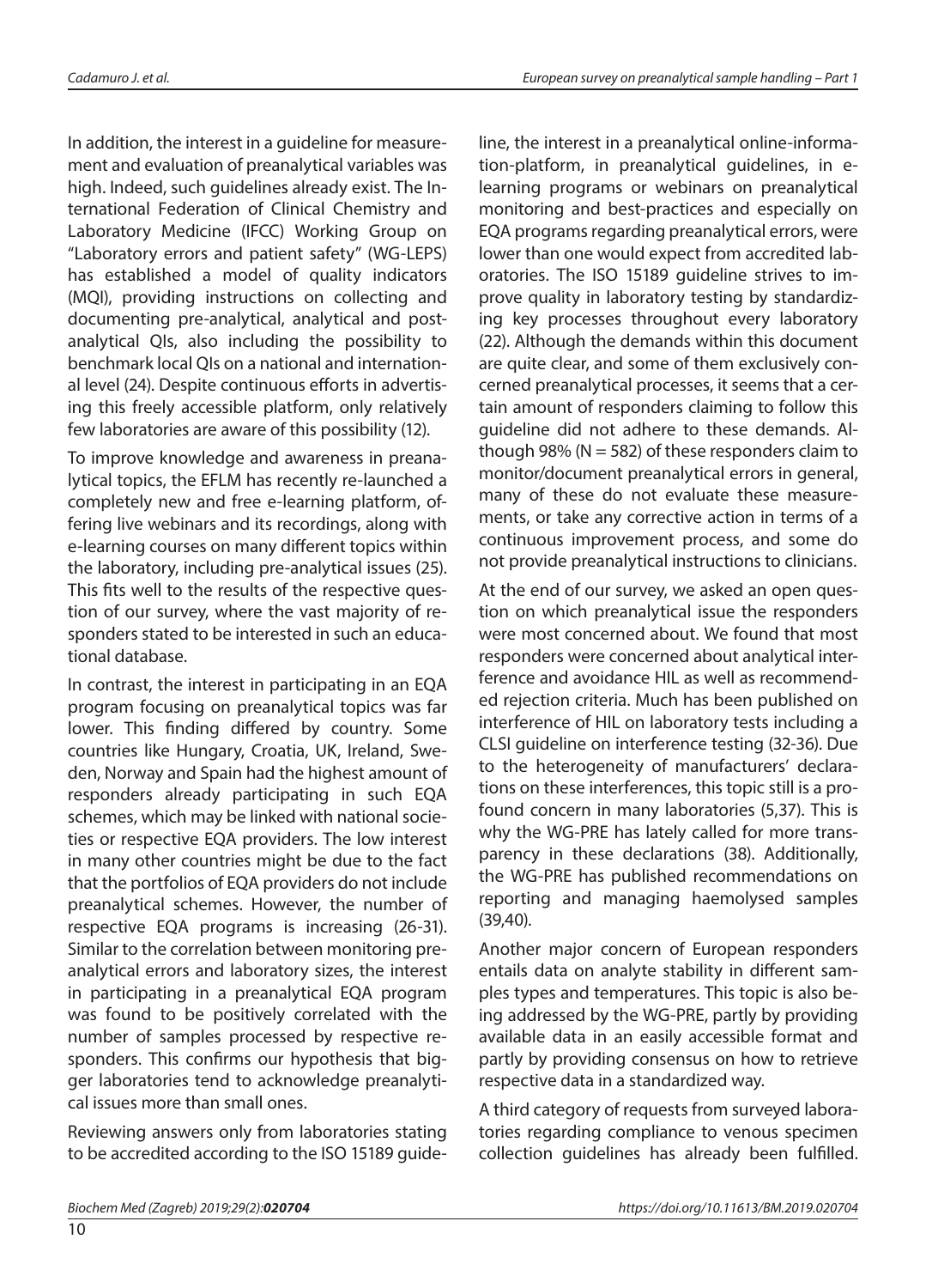In addition, the interest in a guideline for measurement and evaluation of preanalytical variables was high. Indeed, such guidelines already exist. The International Federation of Clinical Chemistry and Laboratory Medicine (IFCC) Working Group on "Laboratory errors and patient safety" (WG-LEPS) has established a model of quality indicators (MQI), providing instructions on collecting and documenting pre-analytical, analytical and post-analytical QIs, also including the possibility to benchmark local QIs on a national and international level (24). Despite continuous efforts in advertising this freely accessible platform, only relatively few laboratories are aware of this possibility (12).

To improve knowledge and awareness in preanalytical topics, the EFLM has recently re-launched a completely new and free e-learning platform, offering live webinars and its recordings, along with e-learning courses on many different topics within the laboratory, including pre-analytical issues (25). This fits well to the results of the respective question of our survey, where the vast majority of responders stated to be interested in such an educational database.

In contrast, the interest in participating in an EQA program focusing on preanalytical topics was far lower. This finding differed by country. Some countries like Hungary, Croatia, UK, Ireland, Sweden, Norway and Spain had the highest amount of responders already participating in such EQA schemes, which may be linked with national societies or respective EQA providers. The low interest in many other countries might be due to the fact that the portfolios of EQA providers do not include preanalytical schemes. However, the number of respective EQA programs is increasing (26-31). Similar to the correlation between monitoring preanalytical errors and laboratory sizes, the interest in participating in a preanalytical EQA program was found to be positively correlated with the number of samples processed by respective responders. This confirms our hypothesis that bigger laboratories tend to acknowledge preanalytical issues more than small ones.

Reviewing answers only from laboratories stating to be accredited according to the ISO 15189 guideline, the interest in a preanalytical online-information-platform, in preanalytical guidelines, in e-learning programs or webinars on preanalytical monitoring and best-practices and especially on EQA programs regarding preanalytical errors, were lower than one would expect from accredited laboratories. The ISO 15189 guideline strives to improve quality in laboratory testing by standardizing key processes throughout every laboratory (22). Although the demands within this document are quite clear, and some of them exclusively concerned preanalytical processes, it seems that a certain amount of responders claiming to follow this guideline did not adhere to these demands. Although 98% (N = 582) of these responders claim to monitor/document preanalytical errors in general, many of these do not evaluate these measurements, or take any corrective action in terms of a continuous improvement process, and some do not provide preanalytical instructions to clinicians.

At the end of our survey, we asked an open question on which preanalytical issue the responders were most concerned about. We found that most responders were concerned about analytical interference and avoidance HIL as well as recommended rejection criteria. Much has been published on interference of HIL on laboratory tests including a CLSI guideline on interference testing (32-36). Due to the heterogeneity of manufacturers' declarations on these interferences, this topic still is a profound concern in many laboratories (5,37). This is why the WG-PRE has lately called for more transparency in these declarations (38). Additionally, the WG-PRE has published recommendations on reporting and managing haemolysed samples (39,40).

Another major concern of European responders entails data on analyte stability in different samples types and temperatures. This topic is also being addressed by the WG-PRE, partly by providing available data in an easily accessible format and partly by providing consensus on how to retrieve respective data in a standardized way.

A third category of requests from surveyed laboratories regarding compliance to venous specimen collection guidelines has already been fulfilled.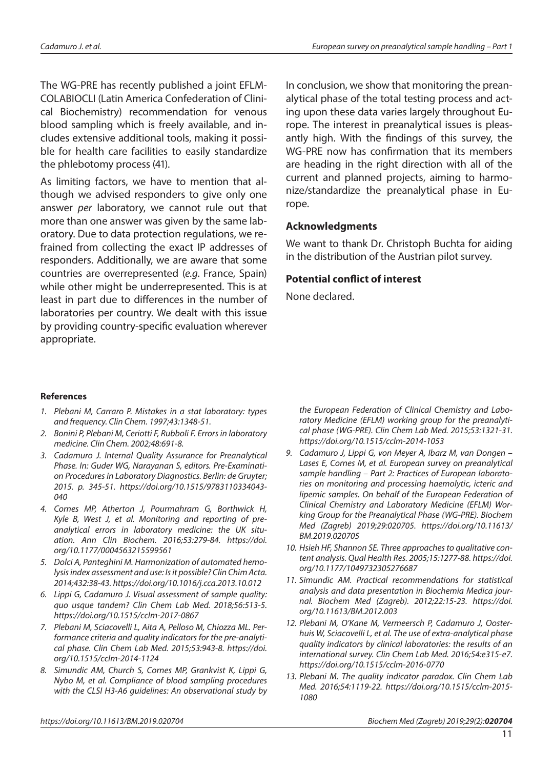The WG-PRE has recently published a joint EFLM-COLABIOCLI (Latin America Confederation of Clinical Biochemistry) recommendation for venous blood sampling which is freely available, and includes extensive additional tools, making it possible for health care facilities to easily standardize the phlebotomy process (41).

As limiting factors, we have to mention that although we advised responders to give only one answer *per* laboratory, we cannot rule out that more than one answer was given by the same laboratory. Due to data protection regulations, we refrained from collecting the exact IP addresses of responders. Additionally, we are aware that some countries are overrepresented (*e.g.* France, Spain) while other might be underrepresented. This is at least in part due to differences in the number of laboratories per country. We dealt with this issue by providing country-specific evaluation wherever appropriate.

In conclusion, we show that monitoring the preanalytical phase of the total testing process and acting upon these data varies largely throughout Europe. The interest in preanalytical issues is pleasantly high. With the findings of this survey, the WG-PRE now has confirmation that its members are heading in the right direction with all of the current and planned projects, aiming to harmonize/standardize the preanalytical phase in Europe.

## Acknowledgments

We want to thank Dr. Christoph Buchta for aiding in the distribution of the Austrian pilot survey.

## Potential conflict of interest

None declared.

## References

1. *Plebani M, Carraro P. Mistakes in a stat laboratory: types and frequency. Clin Chem. 1997;43:1348-51.*
2. *Bonini P, Plebani M, Ceriotti F, Rubboli F. Errors in laboratory medicine. Clin Chem. 2002;48:691-8.*
3. *Cadamuro J. Internal Quality Assurance for Preanalytical Phase. In: Guder WG, Narayanan S, editors. Pre-Examination Procedures in Laboratory Diagnostics. Berlin: de Gruyter; 2015. p. 345-51. https://doi.org/10.1515/9783110334043-040*
4. *Cornes MP, Atherton J, Pourmahram G, Borthwick H, Kyle B, West J, et al. Monitoring and reporting of preanalytical errors in laboratory medicine: the UK situation. Ann Clin Biochem. 2016;53:279-84. https://doi.org/10.1177/0004563215599561*
5. *Dolci A, Panteghini M. Harmonization of automated hemolysis index assessment and use: Is it possible? Clin Chim Acta. 2014;432:38-43. https://doi.org/10.1016/j.cca.2013.10.012*
6. *Lippi G, Cadamuro J. Visual assessment of sample quality: quo usque tandem? Clin Chem Lab Med. 2018;56:513-5. https://doi.org/10.1515/cclm-2017-0867*
7. *Plebani M, Sciacovelli L, Aita A, Pelloso M, Chiozza ML. Performance criteria and quality indicators for the pre-analytical phase. Clin Chem Lab Med. 2015;53:943-8. https://doi.org/10.1515/cclm-2014-1124*
8. *Simundic AM, Church S, Cornes MP, Grankvist K, Lippi G, Nybo M, et al. Compliance of blood sampling procedures with the CLSI H3-A6 guidelines: An observational study by the European Federation of Clinical Chemistry and Laboratory Medicine (EFLM) working group for the preanalytical phase (WG-PRE). Clin Chem Lab Med. 2015;53:1321-31. https://doi.org/10.1515/cclm-2014-1053*
9. *Cadamuro J, Lippi G, von Meyer A, Ibarz M, van Dongen – Lases E, Cornes M, et al. European survey on preanalytical sample handling – Part 2: Practices of European laboratories on monitoring and processing haemolytic, icteric and lipemic samples. On behalf of the European Federation of Clinical Chemistry and Laboratory Medicine (EFLM) Working Group for the Preanalytical Phase (WG-PRE). Biochem Med (Zagreb) 2019;29:020705. https://doi.org/10.11613/BM.2019.020705*
10. *Hsieh HF, Shannon SE. Three approaches to qualitative content analysis. Qual Health Res. 2005;15:1277-88. https://doi.org/10.1177/1049732305276687*
11. *Simundic AM. Practical recommendations for statistical analysis and data presentation in Biochemia Medica journal. Biochem Med (Zagreb). 2012;22:15-23. https://doi.org/10.11613/BM.2012.003*
12. *Plebani M, O'Kane M, Vermeersch P, Cadamuro J, Oosterhuis W, Sciacovelli L, et al. The use of extra-analytical phase quality indicators by clinical laboratories: the results of an international survey. Clin Chem Lab Med. 2016;54:e315-e7. https://doi.org/10.1515/cclm-2016-0770*
13. *Plebani M. The quality indicator paradox. Clin Chem Lab Med. 2016;54:1119-22. https://doi.org/10.1515/cclm-2015-1080*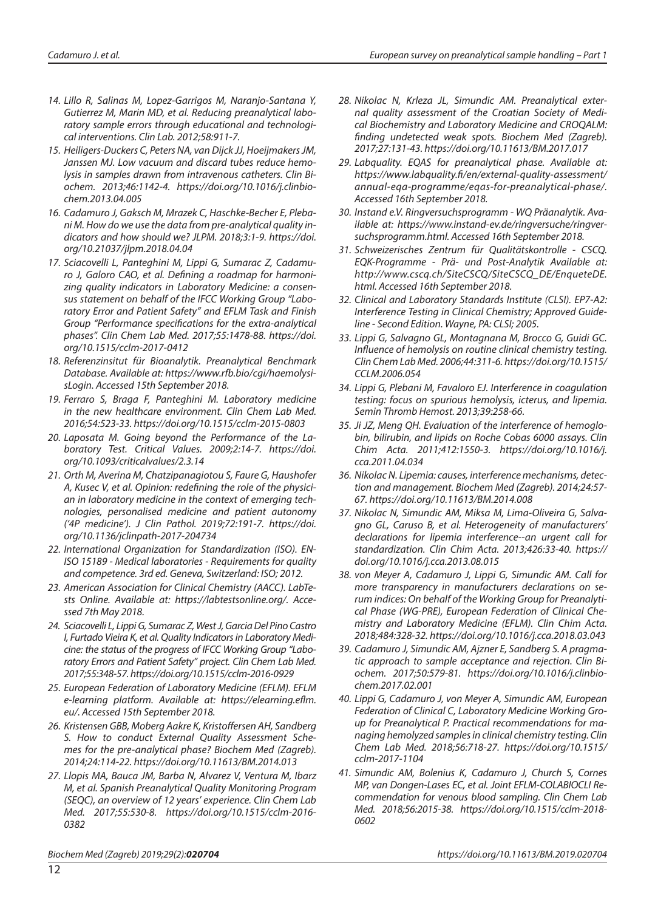14. Lillo R, Salinas M, Lopez-Garrigos M, Naranjo-Santana Y, Gutierrez M, Marin MD, et al. Reducing preanalytical laboratory sample errors through educational and technological interventions. Clin Lab. 2012;58:911-7.
15. Heiligers-Duckers C, Peters NA, van Dijck JJ, Hoeijmakers JM, Janssen MJ. Low vacuum and discard tubes reduce hemolysis in samples drawn from intravenous catheters. Clin Biochem. 2013;46:1142-4. https://doi.org/10.1016/j.clinbiochem.2013.04.005
16. Cadamuro J, Gaksch M, Mrazek C, Haschke-Becher E, Plebani M. How do we use the data from pre-analytical quality indicators and how should we? JLPM. 2018;3:1-9. https://doi.org/10.21037/jlpm.2018.04.04
17. Sciacovelli L, Panteghini M, Lippi G, Sumarac Z, Cadamuro J, Galoro CAO, et al. Defining a roadmap for harmonizing quality indicators in Laboratory Medicine: a consensus statement on behalf of the IFCC Working Group "Laboratory Error and Patient Safety" and EFLM Task and Finish Group "Performance specifications for the extra-analytical phases". Clin Chem Lab Med. 2017;55:1478-88. https://doi.org/10.1515/cclm-2017-0412
18. Referenzinsitut für Bioanalytik. Preanalytical Benchmark Database. Available at: https://www.rfb.bio/cgi/haemolysisLogin. Accessed 15th September 2018.
19. Ferraro S, Braga F, Panteghini M. Laboratory medicine in the new healthcare environment. Clin Chem Lab Med. 2016;54:523-33. https://doi.org/10.1515/cclm-2015-0803
20. Laposata M. Going beyond the Performance of the Laboratory Test. Critical Values. 2009;2:14-7. https://doi.org/10.1093/criticalvalues/2.3.14
21. Orth M, Averina M, Chatzipanagiotou S, Faure G, Haushofer A, Kusec V, et al. Opinion: redefining the role of the physician in laboratory medicine in the context of emerging technologies, personalised medicine and patient autonomy ('4P medicine'). J Clin Pathol. 2019;72:191-7. https://doi.org/10.1136/jclinpath-2017-204734
22. International Organization for Standardization (ISO). EN-ISO 15189 - Medical laboratories - Requirements for quality and competence. 3rd ed. Geneva, Switzerland: ISO; 2012.
23. American Association for Clinical Chemistry (AACC). LabTests Online. Available at: https://labtestsonline.org/. Accessed 7th May 2018.
24. Sciacovelli L, Lippi G, Sumarac Z, West J, Garcia Del Pino Castro I, Furtado Vieira K, et al. Quality Indicators in Laboratory Medicine: the status of the progress of IFCC Working Group "Laboratory Errors and Patient Safety" project. Clin Chem Lab Med. 2017;55:348-57. https://doi.org/10.1515/cclm-2016-0929
25. European Federation of Laboratory Medicine (EFLM). EFLM e-learning platform. Available at: https://elearning.eflm.eu/. Accessed 15th September 2018.
26. Kristensen GBB, Moberg Aakre K, Kristoffersen AH, Sandberg S. How to conduct External Quality Assessment Schemes for the pre-analytical phase? Biochem Med (Zagreb). 2014;24:114-22. https://doi.org/10.11613/BM.2014.013
27. Llopis MA, Bauca JM, Barba N, Alvarez V, Ventura M, Ibarz M, et al. Spanish Preanalytical Quality Monitoring Program (SEQC), an overview of 12 years' experience. Clin Chem Lab Med. 2017;55:530-8. https://doi.org/10.1515/cclm-2016-0382
28. Nikolac N, Krleza JL, Simundic AM. Preanalytical external quality assessment of the Croatian Society of Medical Biochemistry and Laboratory Medicine and CROQALM: finding undetected weak spots. Biochem Med (Zagreb). 2017;27:131-43. https://doi.org/10.11613/BM.2017.017
29. Labquality. EQAS for preanalytical phase. Available at: https://www.labquality.fi/en/external-quality-assessment/annual-eqa-programme/eqas-for-preanalytical-phase/. Accessed 16th September 2018.
30. Instand e.V. Ringversuchsprogramm - WQ Präanalytik. Available at: https://www.instand-ev.de/ringversuche/ringversuchsprogramm.html. Accessed 16th September 2018.
31. Schweizerisches Zentrum für Qualitätskontrolle - CSCQ. EQK-Programme - Prä- und Post-Analytik Available at: http://www.cscq.ch/SiteCSCQ/SiteCSCQ_DE/EnqueteDE.html. Accessed 16th September 2018.
32. Clinical and Laboratory Standards Institute (CLSI). EP7-A2: Interference Testing in Clinical Chemistry; Approved Guideline - Second Edition. Wayne, PA: CLSI; 2005.
33. Lippi G, Salvagno GL, Montagnana M, Brocco G, Guidi GC. Influence of hemolysis on routine clinical chemistry testing. Clin Chem Lab Med. 2006;44:311-6. https://doi.org/10.1515/CCLM.2006.054
34. Lippi G, Plebani M, Favaloro EJ. Interference in coagulation testing: focus on spurious hemolysis, icterus, and lipemia. Semin Thromb Hemost. 2013;39:258-66.
35. Ji JZ, Meng QH. Evaluation of the interference of hemoglobin, bilirubin, and lipids on Roche Cobas 6000 assays. Clin Chim Acta. 2011;412:1550-3. https://doi.org/10.1016/j.cca.2011.04.034
36. Nikolac N. Lipemia: causes, interference mechanisms, detection and management. Biochem Med (Zagreb). 2014;24:57-67. https://doi.org/10.11613/BM.2014.008
37. Nikolac N, Simundic AM, Miksa M, Lima-Oliveira G, Salvagno GL, Caruso B, et al. Heterogeneity of manufacturers' declarations for lipemia interference--an urgent call for standardization. Clin Chim Acta. 2013;426:33-40. https://doi.org/10.1016/j.cca.2013.08.015
38. von Meyer A, Cadamuro J, Lippi G, Simundic AM. Call for more transparency in manufacturers declarations on serum indices: On behalf of the Working Group for Preanalytical Phase (WG-PRE), European Federation of Clinical Chemistry and Laboratory Medicine (EFLM). Clin Chim Acta. 2018;484:328-32. https://doi.org/10.1016/j.cca.2018.03.043
39. Cadamuro J, Simundic AM, Ajzner E, Sandberg S. A pragmatic approach to sample acceptance and rejection. Clin Biochem. 2017;50:579-81. https://doi.org/10.1016/j.clinbiochem.2017.02.001
40. Lippi G, Cadamuro J, von Meyer A, Simundic AM, European Federation of Clinical C, Laboratory Medicine Working Group for Preanalytical P. Practical recommendations for managing hemolyzed samples in clinical chemistry testing. Clin Chem Lab Med. 2018;56:718-27. https://doi.org/10.1515/cclm-2017-1104
41. Simundic AM, Bolenius K, Cadamuro J, Church S, Cornes MP, van Dongen-Lases EC, et al. Joint EFLM-COLABIOCLI Recommendation for venous blood sampling. Clin Chem Lab Med. 2018;56:2015-38. https://doi.org/10.1515/cclm-2018-0602